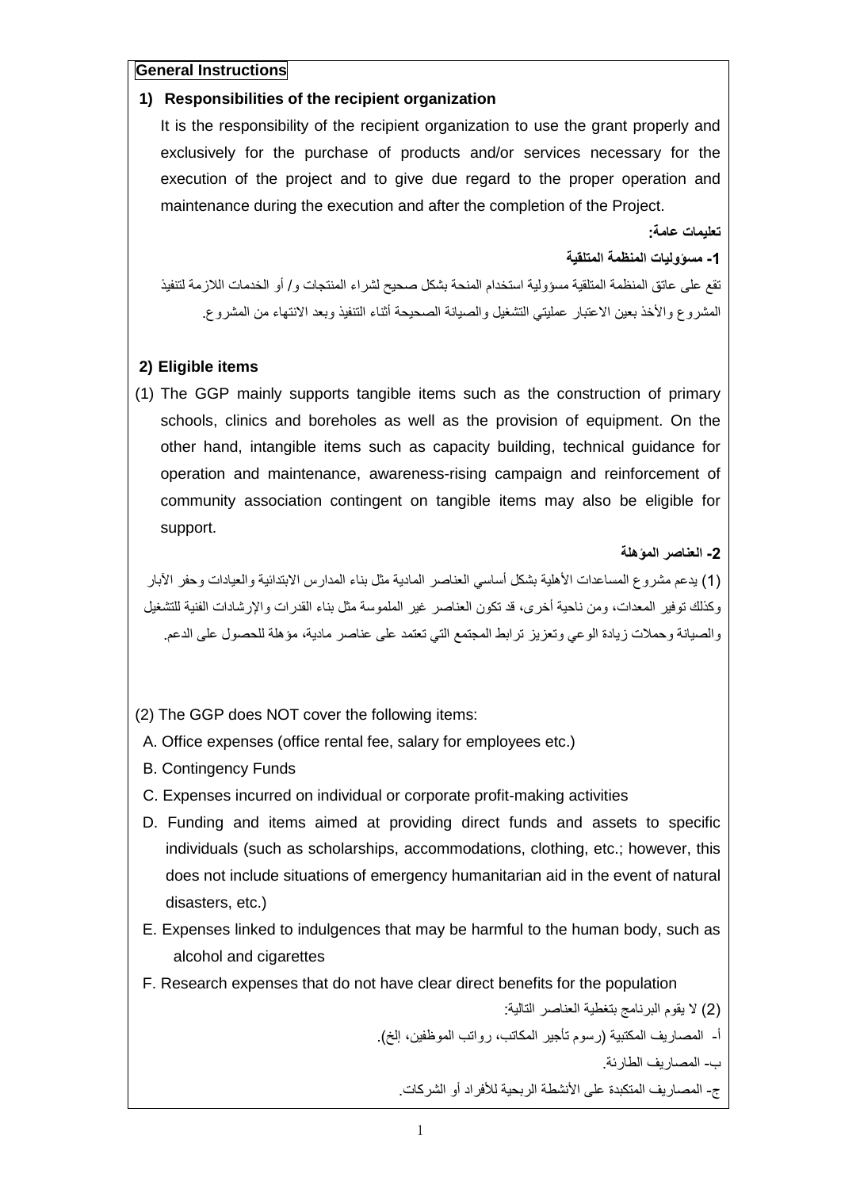**General Instructions**

**1) Responsibilities of the recipient organization**

It is the responsibility of the recipient organization to use the grant properly and exclusively for the purchase of products and/or services necessary for the execution of the project and to give due regard to the proper operation and maintenance during the execution and after the completion of the Project.

**تعليمات عامة:**

**1- مسؤوليات المنظمة المتلقية**

تقع على عاتق المنظمة المتلقية مسؤولية استخدام المنحة بشكل صحيح لشراء المنتجات و/ أو الخدمات اللازمة لتنفيذ المشروع والأخذ بعين الاعتبار عمليتي التشغيل والصيانة الصحيحة أثناء التنفيذ وبعد الانتهاء من المشروع.

**2) Eligible items**

(1) The GGP mainly supports tangible items such as the construction of primary schools, clinics and boreholes as well as the provision of equipment. On the other hand, intangible items such as capacity building, technical guidance for operation and maintenance, awareness-rising campaign and reinforcement of community association contingent on tangible items may also be eligible for support.

**2- العناصر المؤهلة**

(1) يدعم مشروع المساعدات الأهلية بشكل أساسي العناصر المادية مثل بناء المدارس الابتدائية والعيادات وحفر الآبار وكذلك توفير المعدات، ومن ناحية أخرى، قد تكون العناصر غير الملموسة مثل بناء القدرات والإرشادات الفنية للتشغيل والصيانة وحملات زيادة الوعي وتعزيز ترابط المجتمع التي تعتمد على عناصر مادية، مؤهلة للحصول على الدعم.

(2) The GGP does NOT cover the following items:

A. Office expenses (office rental fee, salary for employees etc.)

B. Contingency Funds

C. Expenses incurred on individual or corporate profit-making activities

D. Funding and items aimed at providing direct funds and assets to specific individuals (such as scholarships, accommodations, clothing, etc.; however, this does not include situations of emergency humanitarian aid in the event of natural disasters, etc.)

E. Expenses linked to indulgences that may be harmful to the human body, such as alcohol and cigarettes

F. Research expenses that do not have clear direct benefits for the population

(2) لا يقوم البرنامج بتغطية العناصر التالية:

أ- المصاريف المكتبية (رسوم تأجير المكاتب، رواتب الموظفين، إلخ).

ب- المصاريف الطارئة.

ج- المصاريف المتكبدة على الأنشطة الربحية للأفراد أو الشركات.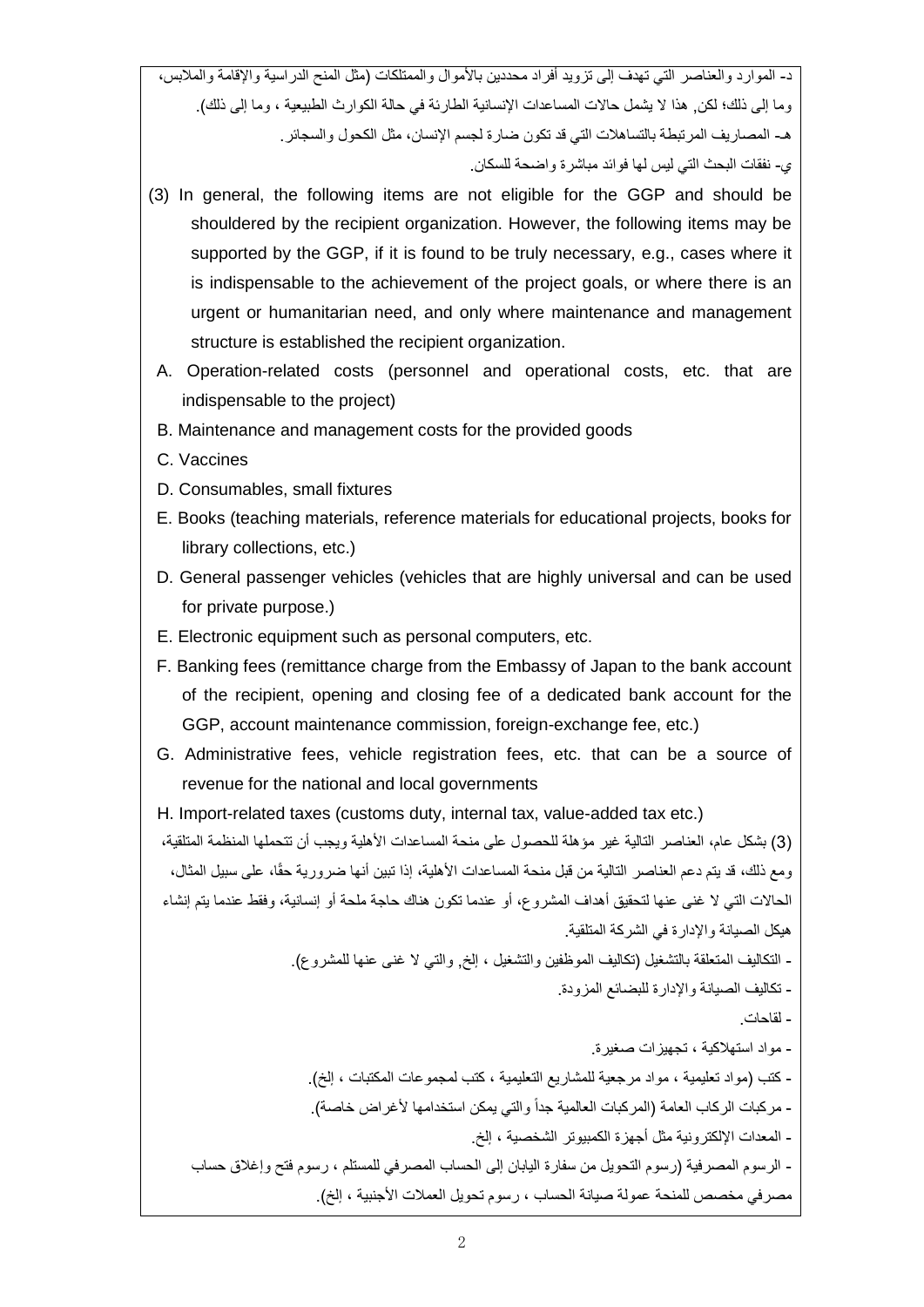د- الموارد والعناصر التي تهدف إلى تزويد أفراد محددين بالأموال والممتلكات (مثل المنح الدراسية والإقامة والملابس، وما إلى ذلك؛ لكن, هذا لا يشمل حالات المساعدات الإنسانية الطارئة في حالة الكوارث الطبيعية ، وما إلى ذلك).

هـ- المصاريف المرتبطة بالتساهلات التي قد تكون ضارة لجسم الإنسان، مثل الكحول والسجائر.

ي- نفقات البحث التي ليس لها فوائد مباشرة واضحة للسكان.

(3) In general, the following items are not eligible for the GGP and should be shouldered by the recipient organization. However, the following items may be supported by the GGP, if it is found to be truly necessary, e.g., cases where it is indispensable to the achievement of the project goals, or where there is an urgent or humanitarian need, and only where maintenance and management structure is established the recipient organization.

A. Operation-related costs (personnel and operational costs, etc. that are indispensable to the project)

B. Maintenance and management costs for the provided goods

C. Vaccines

D. Consumables, small fixtures

E. Books (teaching materials, reference materials for educational projects, books for library collections, etc.)

D. General passenger vehicles (vehicles that are highly universal and can be used for private purpose.)

E. Electronic equipment such as personal computers, etc.

F. Banking fees (remittance charge from the Embassy of Japan to the bank account of the recipient, opening and closing fee of a dedicated bank account for the GGP, account maintenance commission, foreign-exchange fee, etc.)

G. Administrative fees, vehicle registration fees, etc. that can be a source of revenue for the national and local governments

H. Import-related taxes (customs duty, internal tax, value-added tax etc.)

(3) بشكل عام، العناصر التالية غير مؤهلة للحصول على منحة المساعدات الأهلية ويجب أن تتحملها المنظمة المتلقية، ومع ذلك، قد يتم دعم العناصر التالية من قبل منحة المساعدات الأهلية، إذا تبين أنها ضرورية حقًا، على سبيل المثال، الحالات التي لا غنى عنها لتحقيق أهداف المشروع، أو عندما تكون هناك حاجة ملحة أو إنسانية، وفقط عندما يتم إنشاء هيكل الصيانة والإدارة في الشركة المتلقية.

- التكاليف المتعلقة بالتشغيل (تكاليف الموظفين والتشغيل ، إلخ, والتي لا غنى عنها للمشروع).
- تكاليف الصيانة والإدارة للبضائع المزودة.
- لقاحات.
- مواد استهلاكية ، تجهيزات صغيرة.
- كتب (مواد تعليمية ، مواد مرجعية للمشاريع التعليمية ، كتب لمجموعات المكتبات ، إلخ).
- مركبات الركاب العامة (المركبات العالمية جداً والتي يمكن استخدامها لأغراض خاصة).
- المعدات الإلكترونية مثل أجهزة الكمبيوتر الشخصية ، إلخ.
- الرسوم المصرفية (رسوم التحويل من سفارة اليابان إلى الحساب المصرفي للمستلم ، رسوم فتح وإغلاق حساب مصرفي مخصص للمنحة عمولة صيانة الحساب ، رسوم تحويل العملات الأجنبية ، إلخ).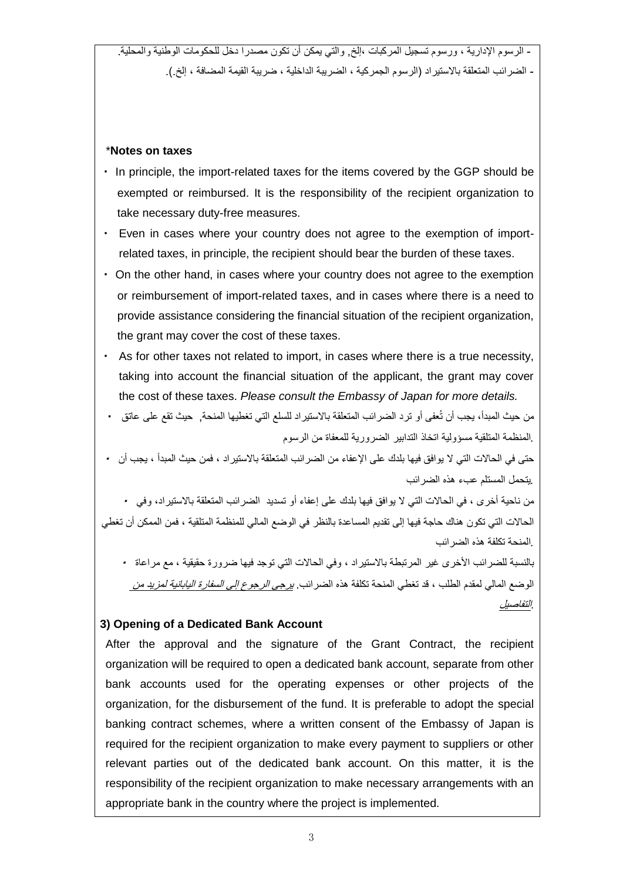- الرسوم الإدارية ، ورسوم تسجيل المركبات ،إلخ, والتي يمكن أن تكون مصدرا دخل للحكومات الوطنية والمحلية.
- الضرائب المتعلقة بالاستيراد (الرسوم الجمركية ، الضريبة الداخلية ، ضريبة القيمة المضافة ، إلخ.).

*__Notes on taxes__

- In principle, the import-related taxes for the items covered by the GGP should be exempted or reimbursed. It is the responsibility of the recipient organization to take necessary duty-free measures.
- Even in cases where your country does not agree to the exemption of import-related taxes, in principle, the recipient should bear the burden of these taxes.
- On the other hand, in cases where your country does not agree to the exemption or reimbursement of import-related taxes, and in cases where there is a need to provide assistance considering the financial situation of the recipient organization, the grant may cover the cost of these taxes.
- As for other taxes not related to import, in cases where there is a true necessity, taking into account the financial situation of the applicant, the grant may cover the cost of these taxes. *Please consult the Embassy of Japan for more details.*

- من حيث المبدأ، يجب أن تُعفى أو ترد الضرائب المتعلقة بالاستيراد للسلع التي تغطيها المنحة, حيث تقع على عاتق المنظمة المتلقية مسؤولية اتخاذ التدابير الضرورية للمعفاة من الرسوم.
- حتى في الحالات التي لا يوافق فيها بلدك على الإعفاء من الضرائب المتعلقة بالاستيراد ، فمن حيث المبدأ ، يجب أن يتحمل المستلم عبء هذه الضرائب.
- من ناحية أخرى ، في الحالات التي لا يوافق فيها بلدك على إعفاء أو تسديد الضرائب المتعلقة بالاستيراد، وفي الحالات التي تكون هناك حاجة فيها إلى تقديم المساعدة بالنظر في الوضع المالي للمنظمة المتلقية ، فمن الممكن أن تغطي المنحة تكلفة هذه الضرائب.
- بالنسبة للضرائب الأخرى غير المرتبطة بالاستيراد ، وفي الحالات التي توجد فيها ضرورة حقيقية ، مع مراعاة الوضع المالي لمقدم الطلب ، قد تغطي المنحة تكلفة هذه الضرائب. *يرجى الرجوع إلى السفارة اليابانية لمزيد من التفاصيل.*

### 3) Opening of a Dedicated Bank Account

After the approval and the signature of the Grant Contract, the recipient organization will be required to open a dedicated bank account, separate from other bank accounts used for the operating expenses or other projects of the organization, for the disbursement of the fund. It is preferable to adopt the special banking contract schemes, where a written consent of the Embassy of Japan is required for the recipient organization to make every payment to suppliers or other relevant parties out of the dedicated bank account. On this matter, it is the responsibility of the recipient organization to make necessary arrangements with an appropriate bank in the country where the project is implemented.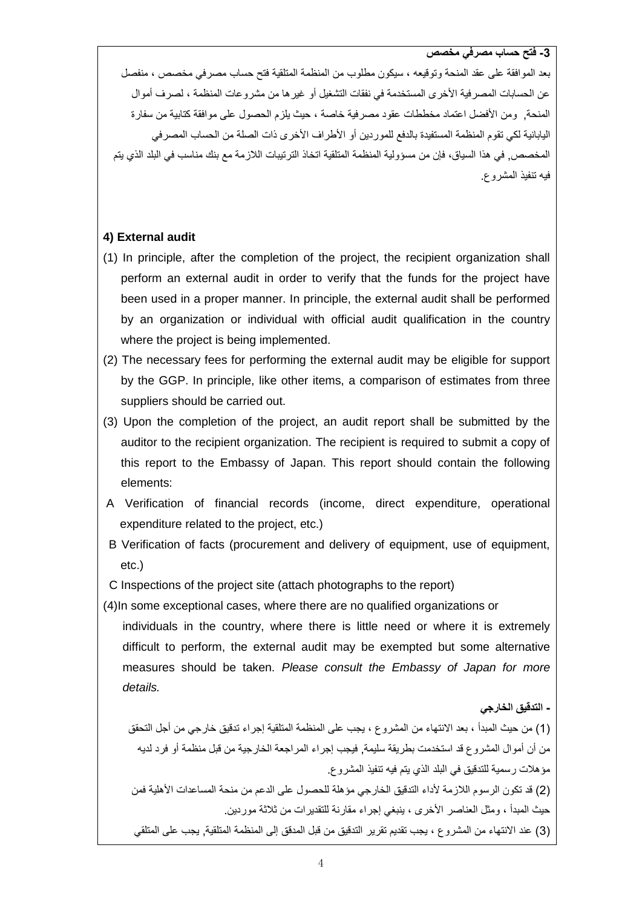**3- فتح حساب مصرفي مخصص**

بعد الموافقة على عقد المنحة وتوقيعه ، سيكون مطلوب من المنظمة المتلقية فتح حساب مصرفي مخصص ، منفصل عن الحسابات المصرفية الأخرى المستخدمة في نفقات التشغيل أو غيرها من مشروعات المنظمة ، لصرف أموال المنحة, ومن الأفضل اعتماد مخططات عقود مصرفية خاصة ، حيث يلزم الحصول على موافقة كتابية من سفارة اليابانية لكي تقوم المنظمة المستفيدة بالدفع للموردين أو الأطراف الأخرى ذات الصلة من الحساب المصرفي المخصص, في هذا السياق، فإن من مسؤولية المنظمة المتلقية اتخاذ الترتيبات اللازمة مع بنك مناسب في البلد الذي يتم فيه تنفيذ المشروع.

**4) External audit**

(1) In principle, after the completion of the project, the recipient organization shall perform an external audit in order to verify that the funds for the project have been used in a proper manner. In principle, the external audit shall be performed by an organization or individual with official audit qualification in the country where the project is being implemented.

(2) The necessary fees for performing the external audit may be eligible for support by the GGP. In principle, like other items, a comparison of estimates from three suppliers should be carried out.

(3) Upon the completion of the project, an audit report shall be submitted by the auditor to the recipient organization. The recipient is required to submit a copy of this report to the Embassy of Japan. This report should contain the following elements:

A Verification of financial records (income, direct expenditure, operational expenditure related to the project, etc.)

B Verification of facts (procurement and delivery of equipment, use of equipment, etc.)

C Inspections of the project site (attach photographs to the report)

(4) In some exceptional cases, where there are no qualified organizations or individuals in the country, where there is little need or where it is extremely difficult to perform, the external audit may be exempted but some alternative measures should be taken. *Please consult the Embassy of Japan for more details.*

**- التدقيق الخارجي**

(1) من حيث المبدأ ، بعد الانتهاء من المشروع ، يجب على المنظمة المتلقية إجراء تدقيق خارجي من أجل التحقق من أن أموال المشروع قد استخدمت بطريقة سليمة, فيجب إجراء المراجعة الخارجية من قبل منظمة أو فرد لديه مؤهلات رسمية للتدقيق في البلد الذي يتم فيه تنفيذ المشروع.

(2) قد تكون الرسوم اللازمة لأداء التدقيق الخارجي مؤهلة للحصول على الدعم من منحة المساعدات الأهلية فمن حيث المبدأ ، ومثل العناصر الأخرى ، ينبغي إجراء مقارنة للتقديرات من ثلاثة موردين.

(3) عند الانتهاء من المشروع ، يجب تقديم تقرير التدقيق من قبل المدقق إلى المنظمة المتلقية, يجب على المتلقي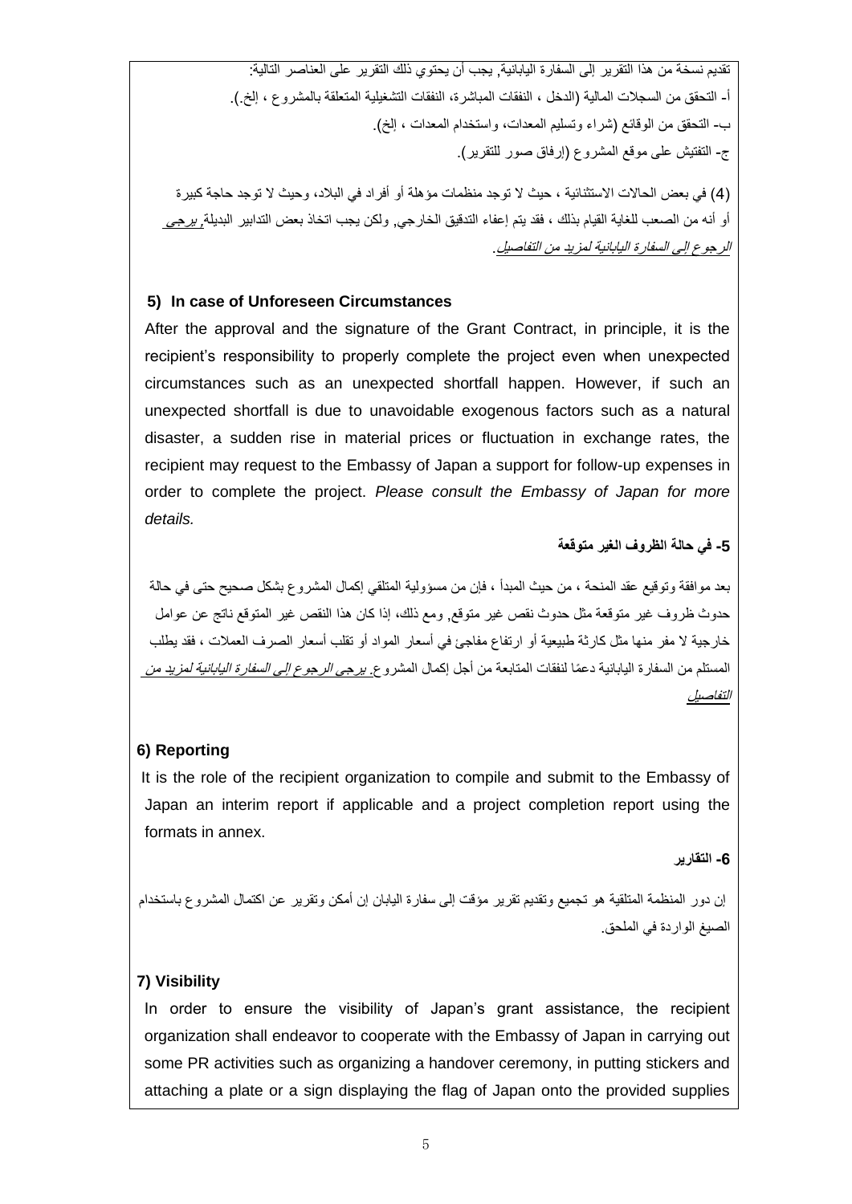تقديم نسخة من هذا التقرير إلى السفارة اليابانية, يجب أن يحتوي ذلك التقرير على العناصر التالية:

أ- التحقق من السجلات المالية (الدخل ، النفقات المباشرة، النفقات التشغيلية المتعلقة بالمشروع ، إلخ.).

ب- التحقق من الوقائع (شراء وتسليم المعدات، واستخدام المعدات ، إلخ).

ج- التفتيش على موقع المشروع (إرفاق صور للتقرير).

(4) في بعض الحالات الاستثنائية ، حيث لا توجد منظمات مؤهلة أو أفراد في البلاد، وحيث لا توجد حاجة كبيرة أو أنه من الصعب للغاية القيام بذلك ، فقد يتم إعفاء التدقيق الخارجي, ولكن يجب اتخاذ بعض التدابير البديلة, *يرجى الرجوع إلى السفارة اليابانية لمزيد من التفاصيل*.

### 5) In case of Unforeseen Circumstances

After the approval and the signature of the Grant Contract, in principle, it is the recipient's responsibility to properly complete the project even when unexpected circumstances such as an unexpected shortfall happen. However, if such an unexpected shortfall is due to unavoidable exogenous factors such as a natural disaster, a sudden rise in material prices or fluctuation in exchange rates, the recipient may request to the Embassy of Japan a support for follow-up expenses in order to complete the project. *Please consult the Embassy of Japan for more details.*

### 5- في حالة الظروف الغير متوقعة

بعد موافقة وتوقيع عقد المنحة ، من حيث المبدأ ، فإن من مسؤولية المتلقي إكمال المشروع بشكل صحيح حتى في حالة حدوث ظروف غير متوقعة مثل حدوث نقص غير متوقع, ومع ذلك، إذا كان هذا النقص غير المتوقع ناتج عن عوامل خارجية لا مفر منها مثل كارثة طبيعية أو ارتفاع مفاجئ في أسعار المواد أو تقلب أسعار الصرف العملات ، فقد يطلب المستلم من السفارة اليابانية دعمًا لنفقات المتابعة من أجل إكمال المشروع. *يرجى الرجوع إلى السفارة اليابانية لمزيد من التفاصيل*

### 6) Reporting

It is the role of the recipient organization to compile and submit to the Embassy of Japan an interim report if applicable and a project completion report using the formats in annex.

### 6- التقارير

إن دور المنظمة المتلقية هو تجميع وتقديم تقرير مؤقت إلى سفارة اليابان إن أمكن وتقرير عن اكتمال المشروع باستخدام الصيغ الواردة في الملحق.

### 7) Visibility

In order to ensure the visibility of Japan's grant assistance, the recipient organization shall endeavor to cooperate with the Embassy of Japan in carrying out some PR activities such as organizing a handover ceremony, in putting stickers and attaching a plate or a sign displaying the flag of Japan onto the provided supplies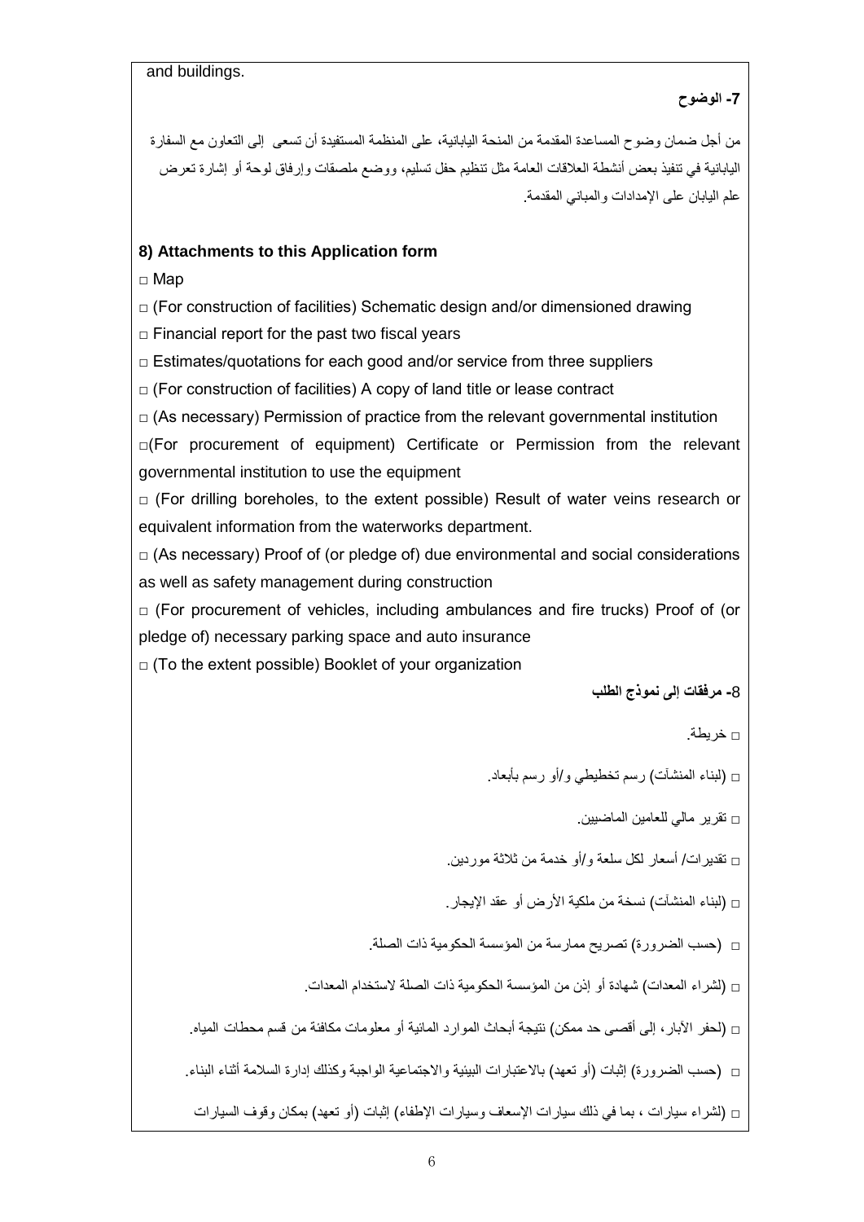and buildings.

**7- الوضوح**

من أجل ضمان وضوح المساعدة المقدمة من المنحة اليابانية، على المنظمة المستفيدة أن تسعى إلى التعاون مع السفارة اليابانية في تنفيذ بعض أنشطة العلاقات العامة مثل تنظيم حفل تسليم، ووضع ملصقات وإرفاق لوحة أو إشارة تعرض علم اليابان على الإمدادات والمباني المقدمة.

**8) Attachments to this Application form**

□ Map

□ (For construction of facilities) Schematic design and/or dimensioned drawing

□ Financial report for the past two fiscal years

□ Estimates/quotations for each good and/or service from three suppliers

□ (For construction of facilities) A copy of land title or lease contract

□ (As necessary) Permission of practice from the relevant governmental institution

□(For procurement of equipment) Certificate or Permission from the relevant governmental institution to use the equipment

□ (For drilling boreholes, to the extent possible) Result of water veins research or equivalent information from the waterworks department.

□ (As necessary) Proof of (or pledge of) due environmental and social considerations as well as safety management during construction

□ (For procurement of vehicles, including ambulances and fire trucks) Proof of (or pledge of) necessary parking space and auto insurance

□ (To the extent possible) Booklet of your organization

**8- مرفقات إلى نموذج الطلب**

□ خريطة.

□ (لبناء المنشآت) رسم تخطيطي و/أو رسم بأبعاد.

□ تقرير مالي للعامين الماضيين.

□ تقديرات/ أسعار لكل سلعة و/أو خدمة من ثلاثة موردين.

□ (لبناء المنشآت) نسخة من ملكية الأرض أو عقد الإيجار.

□ (حسب الضرورة) تصريح ممارسة من المؤسسة الحكومية ذات الصلة.

□ (لشراء المعدات) شهادة أو إذن من المؤسسة الحكومية ذات الصلة لاستخدام المعدات.

□ (لحفر الآبار، إلى أقصى حد ممكن) نتيجة أبحاث الموارد المائية أو معلومات مكافئة من قسم محطات المياه.

□ (حسب الضرورة) إثبات (أو تعهد) بالاعتبارات البيئية والاجتماعية الواجبة وكذلك إدارة السلامة أثناء البناء.

□ (لشراء سيارات ، بما في ذلك سيارات الإسعاف وسيارات الإطفاء) إثبات (أو تعهد) بمكان وقوف السيارات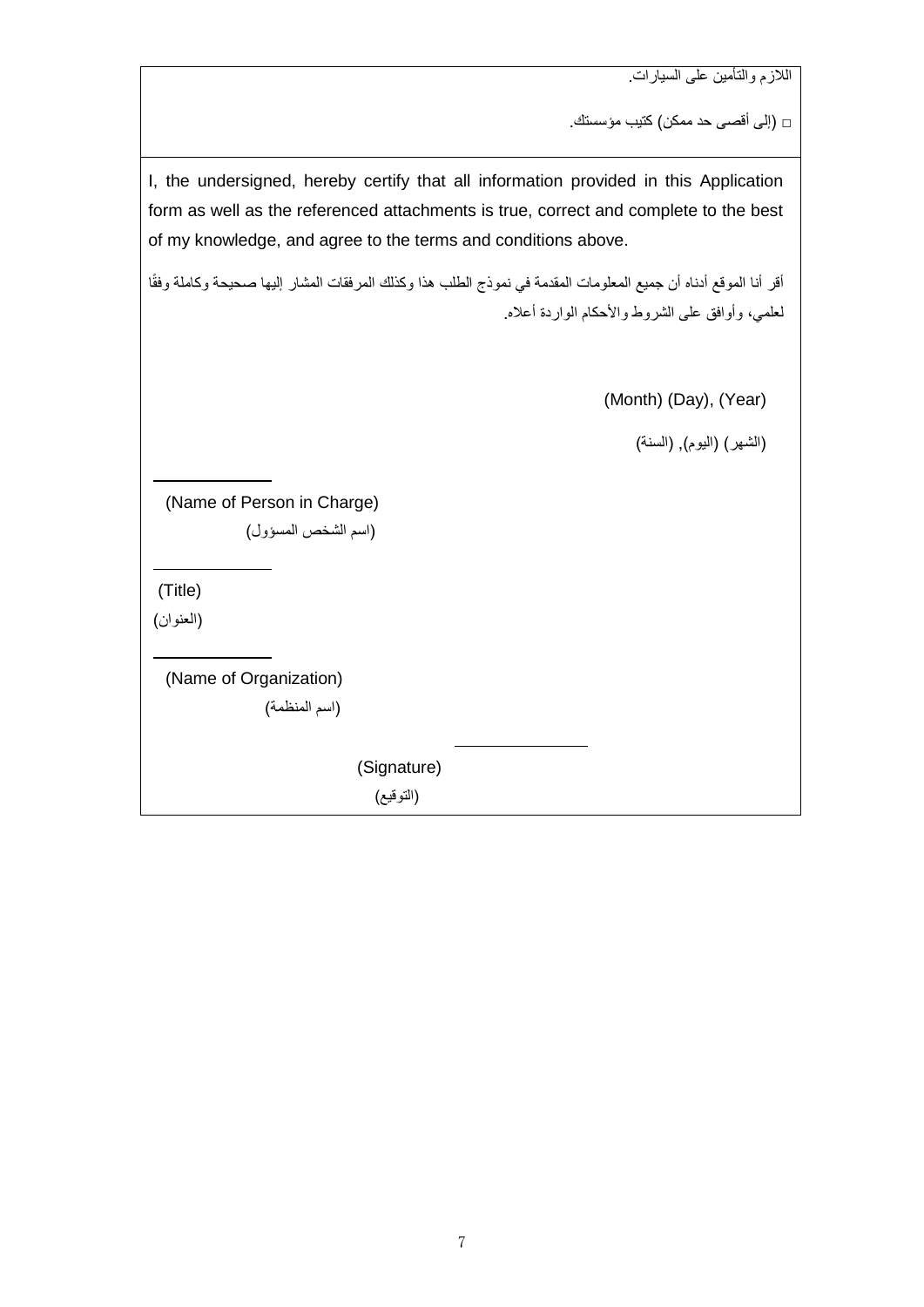اللازم والتأمين على السيارات.

□ (إلى أقصى حد ممكن) كتيب مؤسستك.

I, the undersigned, hereby certify that all information provided in this Application form as well as the referenced attachments is true, correct and complete to the best of my knowledge, and agree to the terms and conditions above.

أقر أنا الموقع أدناه أن جميع المعلومات المقدمة في نموذج الطلب هذا وكذلك المرفقات المشار إليها صحيحة وكاملة وفقًا لعلمي، وأوافق على الشروط والأحكام الواردة أعلاه.

(Month) (Day), (Year)

(الشهر) (اليوم), (السنة)

\_\_\_\_\_\_\_\_\_\_\_\_

(Name of Person in Charge)

(اسم الشخص المسؤول)

\_\_\_\_\_\_\_\_\_\_\_\_

(Title)

(العنوان)

\_\_\_\_\_\_\_\_\_\_\_\_

(Name of Organization)

(اسم المنظمة)

\_\_\_\_\_\_\_\_\_\_\_\_

(Signature)

(التوقيع)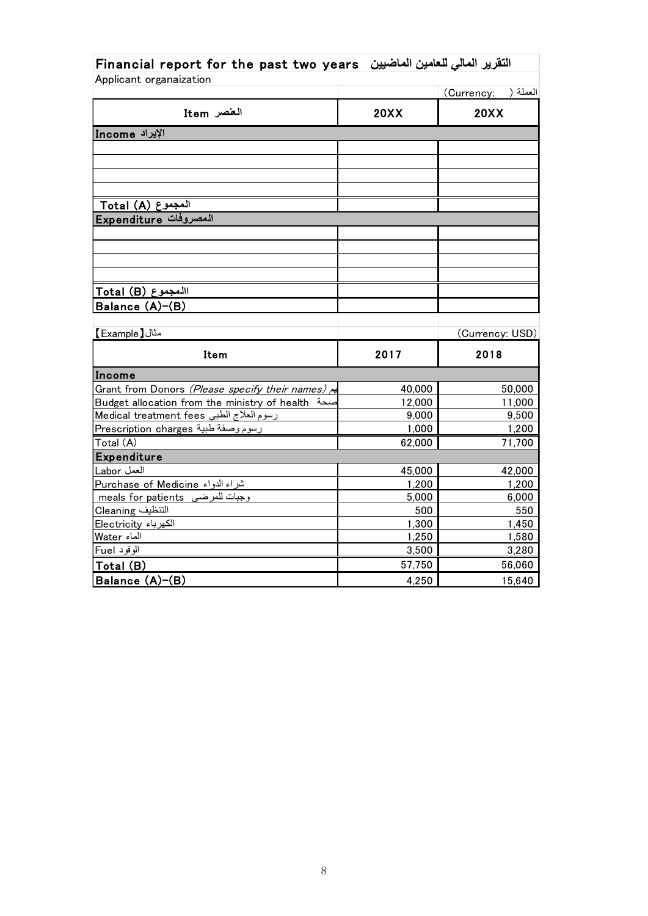## Financial report for the past two years التقرير المالي للعامين الماضيين

Applicant organaization

(Currency: العملة )

| Item العنصر | 20XX | 20XX |
|---|---|---|
| **Income الإيراد** | | |
| | | |
| | | |
| | | |
| | | |
| Total (A) المجموع | | |
| **Expenditure المصروفات** | | |
| | | |
| | | |
| | | |
| | | |
| Total (B) االمجموع | | |
| Balance (A)-(B) | | |

【Example】مثال

(Currency: USD)

| Item | 2017 | 2018 |
|---|---|---|
| **Income** | | |
| Grant from Donors *(Please specify their names)* | 40,000 | 50,000 |
| Budget allocation from the ministry of health | 12,000 | 11,000 |
| Medical treatment fees رسوم العلاج الطبي | 9,000 | 9,500 |
| Prescription charges رسوم وصفة طبية | 1,000 | 1,200 |
| Total (A) | 62,000 | 71,700 |
| **Expenditure** | | |
| Labor العمل | 45,000 | 42,000 |
| Purchase of Medicine شراء الدواء | 1,200 | 1,200 |
| meals for patients وجبات للمرضى | 5,000 | 6,000 |
| Cleaning التنظيف | 500 | 550 |
| Electricity الكهرباء | 1,300 | 1,450 |
| Water الماء | 1,250 | 1,580 |
| Fuel الوقود | 3,500 | 3,280 |
| Total (B) | 57,750 | 56,060 |
| Balance (A)-(B) | 4,250 | 15,640 |